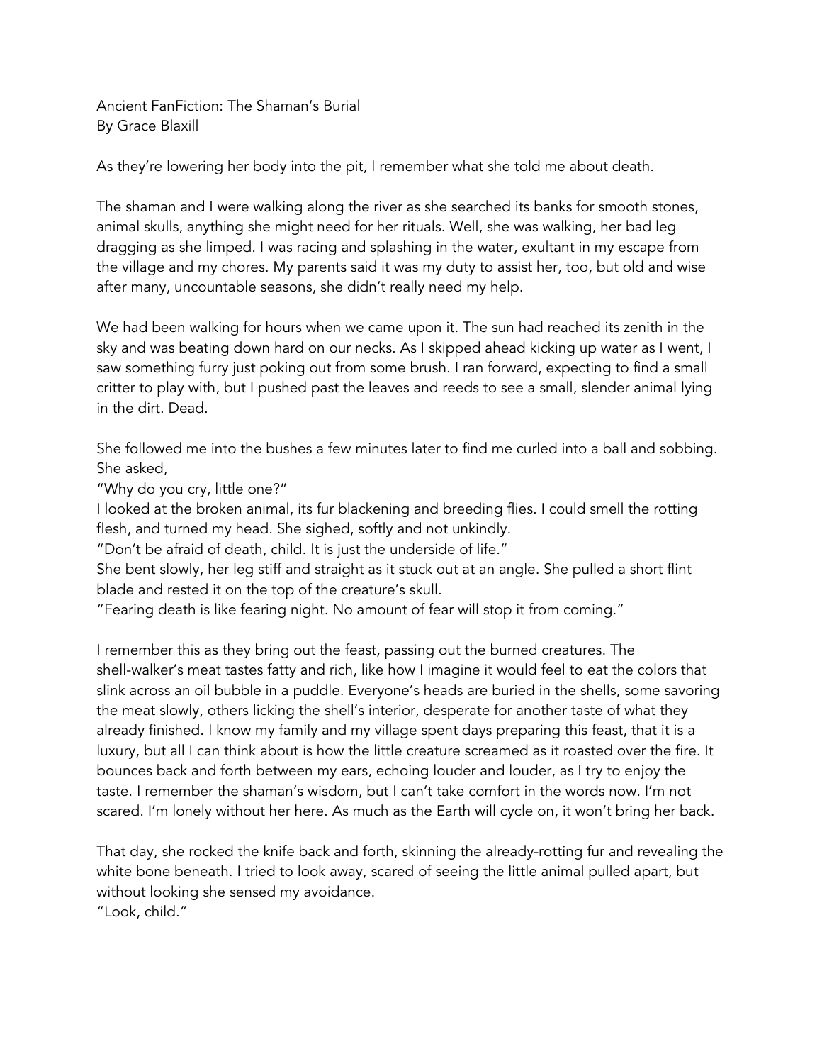# Ancient FanFiction: The Shaman's Burial

By Grace Blaxill

As they're lowering her body into the pit, I remember what she told me about death.

The shaman and I were walking along the river as she searched its banks for smooth stones, animal skulls, anything she might need for her rituals. Well, she was walking, her bad leg dragging as she limped. I was racing and splashing in the water, exultant in my escape from the village and my chores. My parents said it was my duty to assist her, too, but old and wise after many, uncountable seasons, she didn't really need my help.

We had been walking for hours when we came upon it. The sun had reached its zenith in the sky and was beating down hard on our necks. As I skipped ahead kicking up water as I went, I saw something furry just poking out from some brush. I ran forward, expecting to find a small critter to play with, but I pushed past the leaves and reeds to see a small, slender animal lying in the dirt. Dead.

She followed me into the bushes a few minutes later to find me curled into a ball and sobbing. She asked,

"Why do you cry, little one?"

I looked at the broken animal, its fur blackening and breeding flies. I could smell the rotting flesh, and turned my head. She sighed, softly and not unkindly.

"Don't be afraid of death, child. It is just the underside of life."

She bent slowly, her leg stiff and straight as it stuck out at an angle. She pulled a short flint blade and rested it on the top of the creature's skull.

"Fearing death is like fearing night. No amount of fear will stop it from coming."

I remember this as they bring out the feast, passing out the burned creatures. The shell-walker's meat tastes fatty and rich, like how I imagine it would feel to eat the colors that slink across an oil bubble in a puddle. Everyone's heads are buried in the shells, some savoring the meat slowly, others licking the shell's interior, desperate for another taste of what they already finished. I know my family and my village spent days preparing this feast, that it is a luxury, but all I can think about is how the little creature screamed as it roasted over the fire. It bounces back and forth between my ears, echoing louder and louder, as I try to enjoy the taste. I remember the shaman's wisdom, but I can't take comfort in the words now. I'm not scared. I'm lonely without her here. As much as the Earth will cycle on, it won't bring her back.

That day, she rocked the knife back and forth, skinning the already-rotting fur and revealing the white bone beneath. I tried to look away, scared of seeing the little animal pulled apart, but without looking she sensed my avoidance.

"Look, child."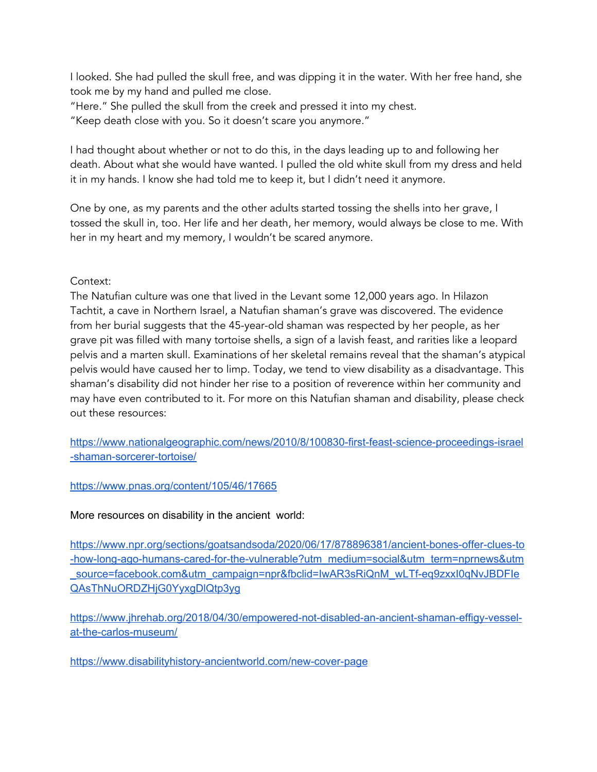I looked. She had pulled the skull free, and was dipping it in the water. With her free hand, she took me by my hand and pulled me close.
"Here." She pulled the skull from the creek and pressed it into my chest.
"Keep death close with you. So it doesn't scare you anymore."

I had thought about whether or not to do this, in the days leading up to and following her death. About what she would have wanted. I pulled the old white skull from my dress and held it in my hands. I know she had told me to keep it, but I didn't need it anymore.

One by one, as my parents and the other adults started tossing the shells into her grave, I tossed the skull in, too. Her life and her death, her memory, would always be close to me. With her in my heart and my memory, I wouldn't be scared anymore.

Context:
The Natufian culture was one that lived in the Levant some 12,000 years ago. In Hilazon Tachtit, a cave in Northern Israel, a Natufian shaman's grave was discovered. The evidence from her burial suggests that the 45-year-old shaman was respected by her people, as her grave pit was filled with many tortoise shells, a sign of a lavish feast, and rarities like a leopard pelvis and a marten skull. Examinations of her skeletal remains reveal that the shaman's atypical pelvis would have caused her to limp. Today, we tend to view disability as a disadvantage. This shaman's disability did not hinder her rise to a position of reverence within her community and may have even contributed to it. For more on this Natufian shaman and disability, please check out these resources:

https://www.nationalgeographic.com/news/2010/8/100830-first-feast-science-proceedings-israel-shaman-sorcerer-tortoise/

https://www.pnas.org/content/105/46/17665

More resources on disability in the ancient world:

https://www.npr.org/sections/goatsandsoda/2020/06/17/878896381/ancient-bones-offer-clues-to-how-long-ago-humans-cared-for-the-vulnerable?utm_medium=social&utm_term=nprnews&utm_source=facebook.com&utm_campaign=npr&fbclid=IwAR3sRiQnM_wLTf-eq9zxxI0qNvJBDFIeQAsThNuORDZHjG0YyxgDlQtp3yg

https://www.jhrehab.org/2018/04/30/empowered-not-disabled-an-ancient-shaman-effigy-vessel-at-the-carlos-museum/

https://www.disabilityhistory-ancientworld.com/new-cover-page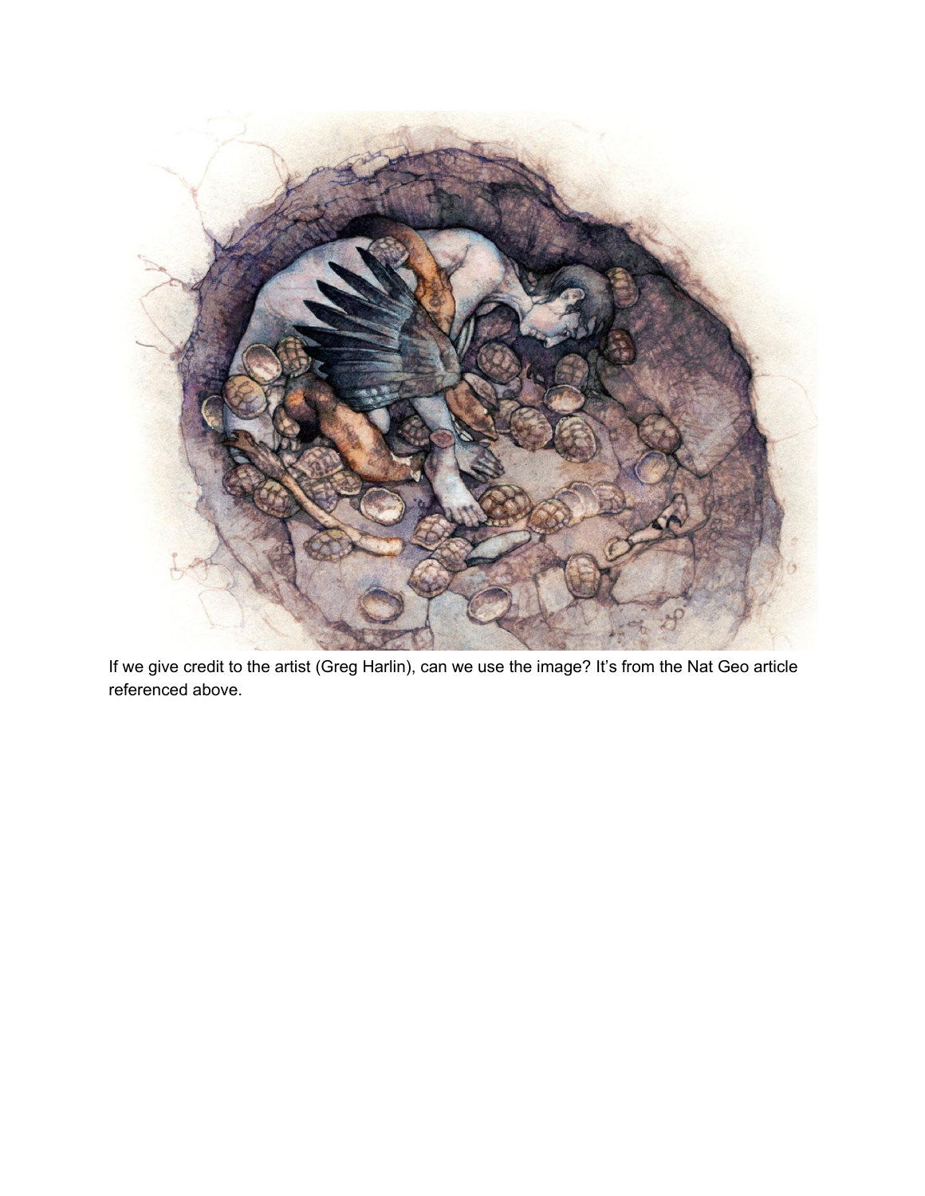If we give credit to the artist (Greg Harlin), can we use the image? It's from the Nat Geo article referenced above.